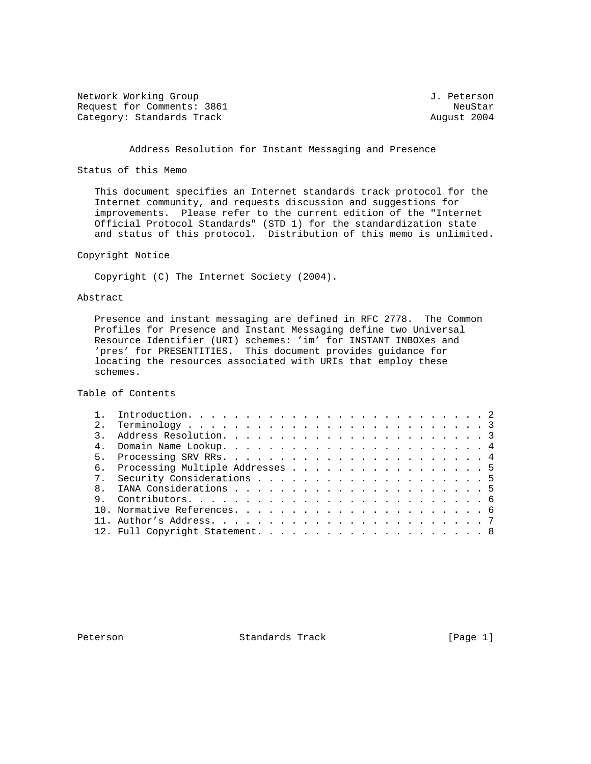Network Working Group J. Peterson
Request for Comments: 3861 NeuStar
Category: Standards Track August 2004

# Address Resolution for Instant Messaging and Presence

## Status of this Memo

This document specifies an Internet standards track protocol for the Internet community, and requests discussion and suggestions for improvements. Please refer to the current edition of the "Internet Official Protocol Standards" (STD 1) for the standardization state and status of this protocol. Distribution of this memo is unlimited.

## Copyright Notice

Copyright (C) The Internet Society (2004).

## Abstract

Presence and instant messaging are defined in RFC 2778. The Common Profiles for Presence and Instant Messaging define two Universal Resource Identifier (URI) schemes: 'im' for INSTANT INBOXes and 'pres' for PRESENTITIES. This document provides guidance for locating the resources associated with URIs that employ these schemes.

## Table of Contents

1. Introduction. . . . . . . . . . . . . . . . . . . . . . . . . . 2
2. Terminology . . . . . . . . . . . . . . . . . . . . . . . . . . 3
3. Address Resolution. . . . . . . . . . . . . . . . . . . . . . . 3
4. Domain Name Lookup. . . . . . . . . . . . . . . . . . . . . . . 4
5. Processing SRV RRs. . . . . . . . . . . . . . . . . . . . . . . 4
6. Processing Multiple Addresses . . . . . . . . . . . . . . . . . 5
7. Security Considerations . . . . . . . . . . . . . . . . . . . . 5
8. IANA Considerations . . . . . . . . . . . . . . . . . . . . . . 5
9. Contributors. . . . . . . . . . . . . . . . . . . . . . . . . . 6
10. Normative References. . . . . . . . . . . . . . . . . . . . . . 6
11. Author's Address. . . . . . . . . . . . . . . . . . . . . . . . 7
12. Full Copyright Statement. . . . . . . . . . . . . . . . . . . . 8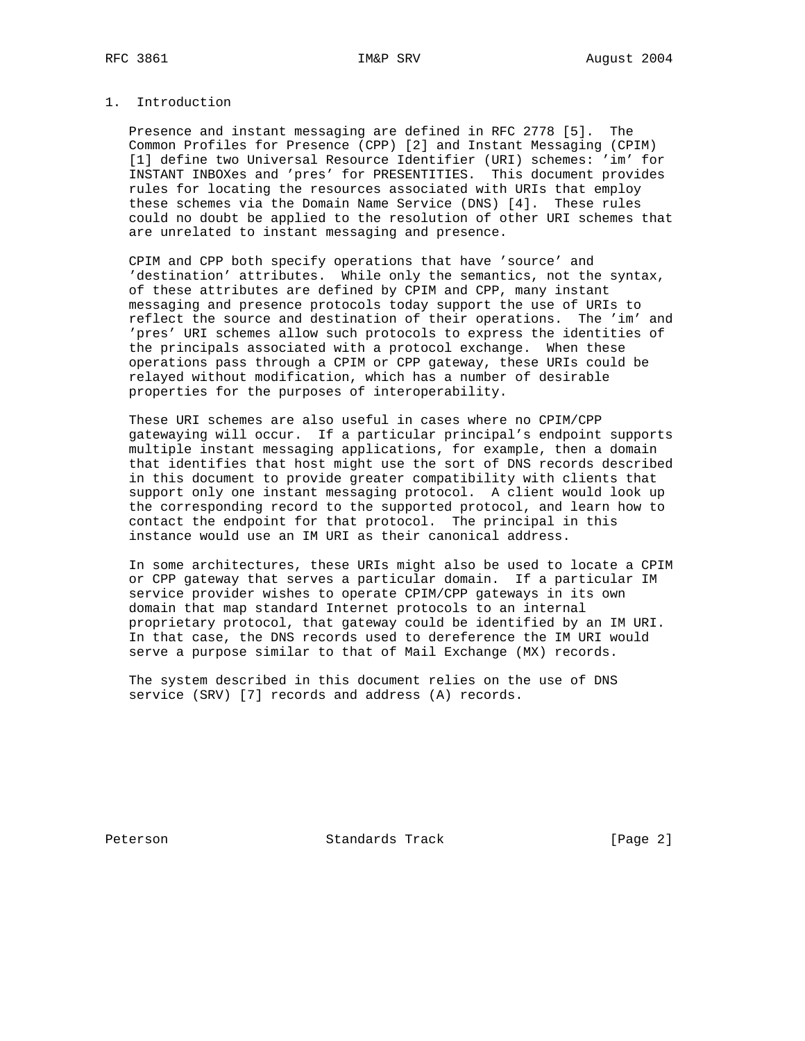## 1. Introduction

Presence and instant messaging are defined in RFC 2778 [5]. The Common Profiles for Presence (CPP) [2] and Instant Messaging (CPIM) [1] define two Universal Resource Identifier (URI) schemes: 'im' for INSTANT INBOXes and 'pres' for PRESENTITIES. This document provides rules for locating the resources associated with URIs that employ these schemes via the Domain Name Service (DNS) [4]. These rules could no doubt be applied to the resolution of other URI schemes that are unrelated to instant messaging and presence.

CPIM and CPP both specify operations that have 'source' and 'destination' attributes. While only the semantics, not the syntax, of these attributes are defined by CPIM and CPP, many instant messaging and presence protocols today support the use of URIs to reflect the source and destination of their operations. The 'im' and 'pres' URI schemes allow such protocols to express the identities of the principals associated with a protocol exchange. When these operations pass through a CPIM or CPP gateway, these URIs could be relayed without modification, which has a number of desirable properties for the purposes of interoperability.

These URI schemes are also useful in cases where no CPIM/CPP gatewaying will occur. If a particular principal's endpoint supports multiple instant messaging applications, for example, then a domain that identifies that host might use the sort of DNS records described in this document to provide greater compatibility with clients that support only one instant messaging protocol. A client would look up the corresponding record to the supported protocol, and learn how to contact the endpoint for that protocol. The principal in this instance would use an IM URI as their canonical address.

In some architectures, these URIs might also be used to locate a CPIM or CPP gateway that serves a particular domain. If a particular IM service provider wishes to operate CPIM/CPP gateways in its own domain that map standard Internet protocols to an internal proprietary protocol, that gateway could be identified by an IM URI. In that case, the DNS records used to dereference the IM URI would serve a purpose similar to that of Mail Exchange (MX) records.

The system described in this document relies on the use of DNS service (SRV) [7] records and address (A) records.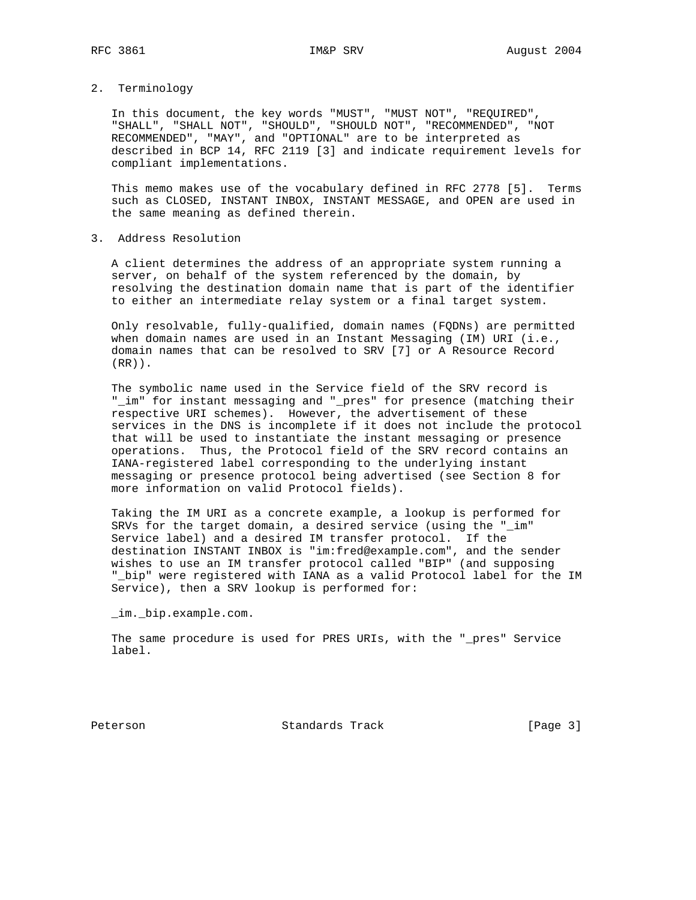## 2. Terminology

In this document, the key words "MUST", "MUST NOT", "REQUIRED", "SHALL", "SHALL NOT", "SHOULD", "SHOULD NOT", "RECOMMENDED", "NOT RECOMMENDED", "MAY", and "OPTIONAL" are to be interpreted as described in BCP 14, RFC 2119 [3] and indicate requirement levels for compliant implementations.

This memo makes use of the vocabulary defined in RFC 2778 [5]. Terms such as CLOSED, INSTANT INBOX, INSTANT MESSAGE, and OPEN are used in the same meaning as defined therein.

## 3. Address Resolution

A client determines the address of an appropriate system running a server, on behalf of the system referenced by the domain, by resolving the destination domain name that is part of the identifier to either an intermediate relay system or a final target system.

Only resolvable, fully-qualified, domain names (FQDNs) are permitted when domain names are used in an Instant Messaging (IM) URI (i.e., domain names that can be resolved to SRV [7] or A Resource Record (RR)).

The symbolic name used in the Service field of the SRV record is "_im" for instant messaging and "_pres" for presence (matching their respective URI schemes). However, the advertisement of these services in the DNS is incomplete if it does not include the protocol that will be used to instantiate the instant messaging or presence operations. Thus, the Protocol field of the SRV record contains an IANA-registered label corresponding to the underlying instant messaging or presence protocol being advertised (see Section 8 for more information on valid Protocol fields).

Taking the IM URI as a concrete example, a lookup is performed for SRVs for the target domain, a desired service (using the "_im" Service label) and a desired IM transfer protocol. If the destination INSTANT INBOX is "im:fred@example.com", and the sender wishes to use an IM transfer protocol called "BIP" (and supposing "_bip" were registered with IANA as a valid Protocol label for the IM Service), then a SRV lookup is performed for:

```
_im._bip.example.com.
```

The same procedure is used for PRES URIs, with the "_pres" Service label.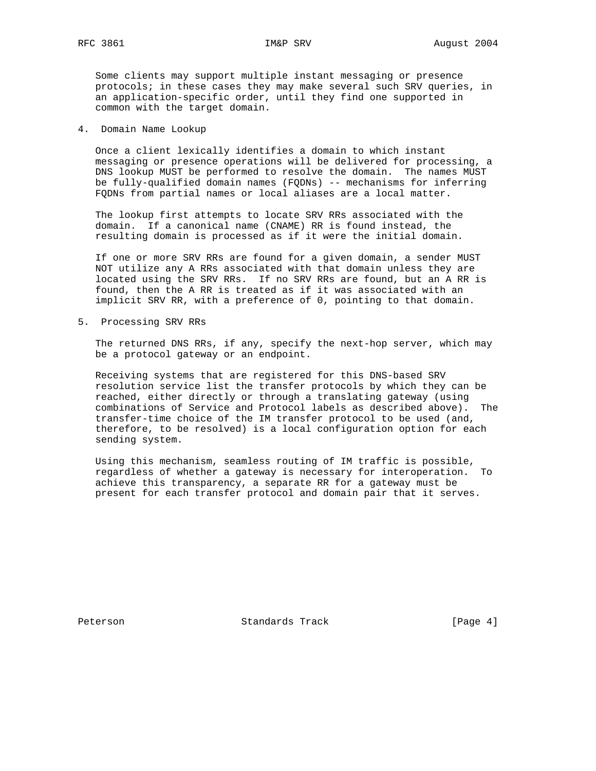Some clients may support multiple instant messaging or presence protocols; in these cases they may make several such SRV queries, in an application-specific order, until they find one supported in common with the target domain.

## 4. Domain Name Lookup

Once a client lexically identifies a domain to which instant messaging or presence operations will be delivered for processing, a DNS lookup MUST be performed to resolve the domain. The names MUST be fully-qualified domain names (FQDNs) -- mechanisms for inferring FQDNs from partial names or local aliases are a local matter.

The lookup first attempts to locate SRV RRs associated with the domain. If a canonical name (CNAME) RR is found instead, the resulting domain is processed as if it were the initial domain.

If one or more SRV RRs are found for a given domain, a sender MUST NOT utilize any A RRs associated with that domain unless they are located using the SRV RRs. If no SRV RRs are found, but an A RR is found, then the A RR is treated as if it was associated with an implicit SRV RR, with a preference of 0, pointing to that domain.

## 5. Processing SRV RRs

The returned DNS RRs, if any, specify the next-hop server, which may be a protocol gateway or an endpoint.

Receiving systems that are registered for this DNS-based SRV resolution service list the transfer protocols by which they can be reached, either directly or through a translating gateway (using combinations of Service and Protocol labels as described above). The transfer-time choice of the IM transfer protocol to be used (and, therefore, to be resolved) is a local configuration option for each sending system.

Using this mechanism, seamless routing of IM traffic is possible, regardless of whether a gateway is necessary for interoperation. To achieve this transparency, a separate RR for a gateway must be present for each transfer protocol and domain pair that it serves.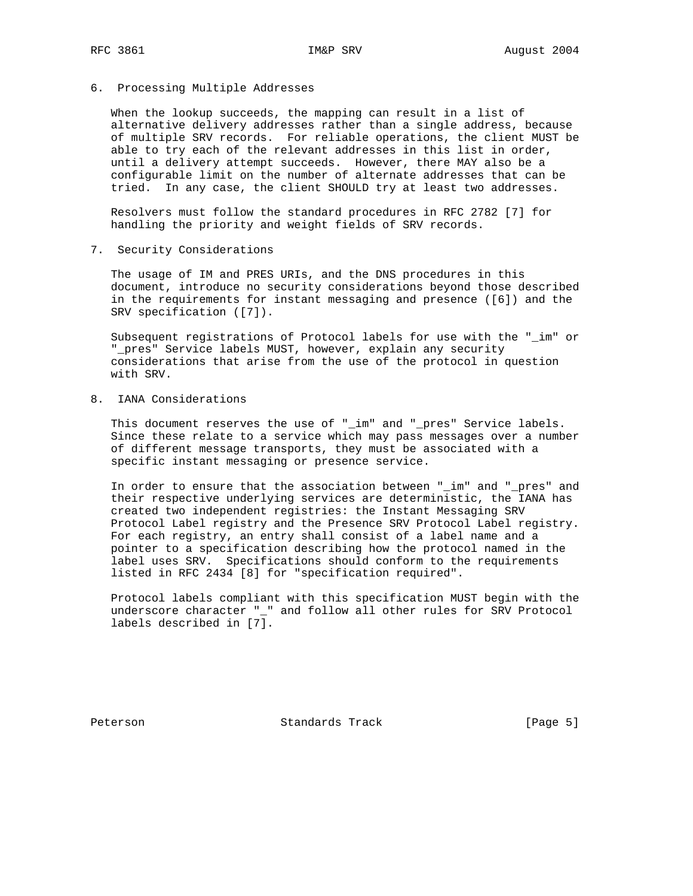## 6. Processing Multiple Addresses

When the lookup succeeds, the mapping can result in a list of alternative delivery addresses rather than a single address, because of multiple SRV records. For reliable operations, the client MUST be able to try each of the relevant addresses in this list in order, until a delivery attempt succeeds. However, there MAY also be a configurable limit on the number of alternate addresses that can be tried. In any case, the client SHOULD try at least two addresses.

Resolvers must follow the standard procedures in RFC 2782 [7] for handling the priority and weight fields of SRV records.

## 7. Security Considerations

The usage of IM and PRES URIs, and the DNS procedures in this document, introduce no security considerations beyond those described in the requirements for instant messaging and presence ([6]) and the SRV specification ([7]).

Subsequent registrations of Protocol labels for use with the "_im" or "_pres" Service labels MUST, however, explain any security considerations that arise from the use of the protocol in question with SRV.

## 8. IANA Considerations

This document reserves the use of "_im" and "_pres" Service labels. Since these relate to a service which may pass messages over a number of different message transports, they must be associated with a specific instant messaging or presence service.

In order to ensure that the association between "_im" and "_pres" and their respective underlying services are deterministic, the IANA has created two independent registries: the Instant Messaging SRV Protocol Label registry and the Presence SRV Protocol Label registry. For each registry, an entry shall consist of a label name and a pointer to a specification describing how the protocol named in the label uses SRV. Specifications should conform to the requirements listed in RFC 2434 [8] for "specification required".

Protocol labels compliant with this specification MUST begin with the underscore character "_" and follow all other rules for SRV Protocol labels described in [7].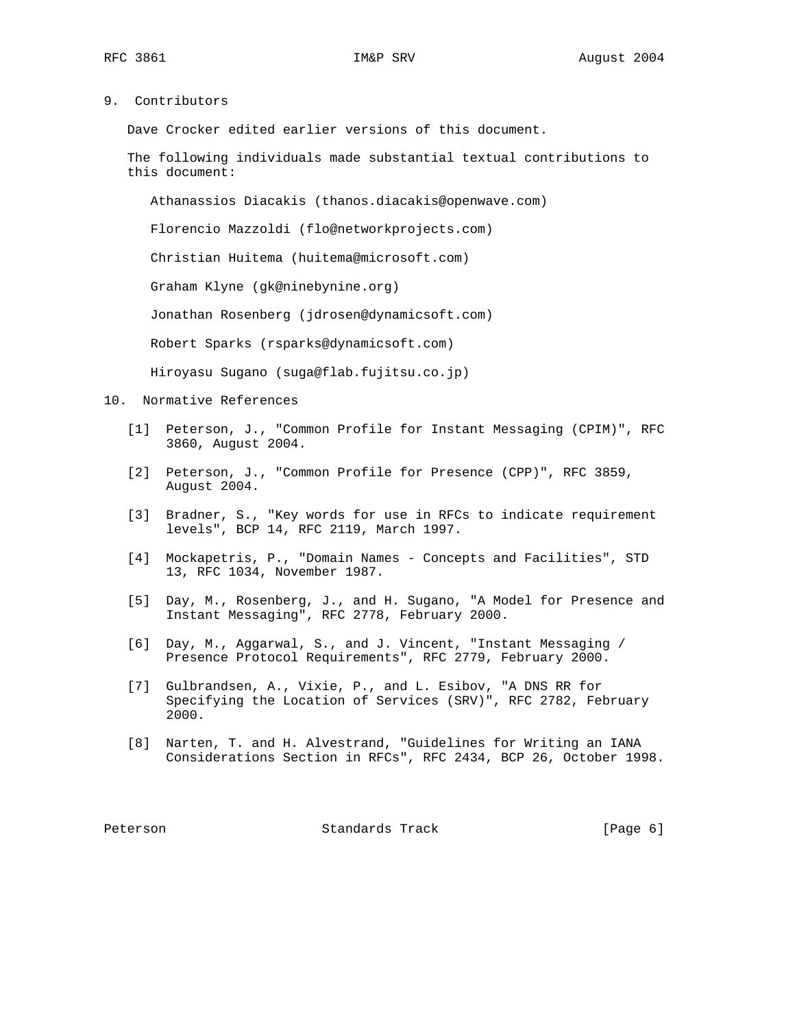## 9. Contributors

Dave Crocker edited earlier versions of this document.

The following individuals made substantial textual contributions to this document:

Athanassios Diacakis (thanos.diacakis@openwave.com)

Florencio Mazzoldi (flo@networkprojects.com)

Christian Huitema (huitema@microsoft.com)

Graham Klyne (gk@ninebynine.org)

Jonathan Rosenberg (jdrosen@dynamicsoft.com)

Robert Sparks (rsparks@dynamicsoft.com)

Hiroyasu Sugano (suga@flab.fujitsu.co.jp)

## 10. Normative References

[1] Peterson, J., "Common Profile for Instant Messaging (CPIM)", RFC 3860, August 2004.

[2] Peterson, J., "Common Profile for Presence (CPP)", RFC 3859, August 2004.

[3] Bradner, S., "Key words for use in RFCs to indicate requirement levels", BCP 14, RFC 2119, March 1997.

[4] Mockapetris, P., "Domain Names - Concepts and Facilities", STD 13, RFC 1034, November 1987.

[5] Day, M., Rosenberg, J., and H. Sugano, "A Model for Presence and Instant Messaging", RFC 2778, February 2000.

[6] Day, M., Aggarwal, S., and J. Vincent, "Instant Messaging / Presence Protocol Requirements", RFC 2779, February 2000.

[7] Gulbrandsen, A., Vixie, P., and L. Esibov, "A DNS RR for Specifying the Location of Services (SRV)", RFC 2782, February 2000.

[8] Narten, T. and H. Alvestrand, "Guidelines for Writing an IANA Considerations Section in RFCs", RFC 2434, BCP 26, October 1998.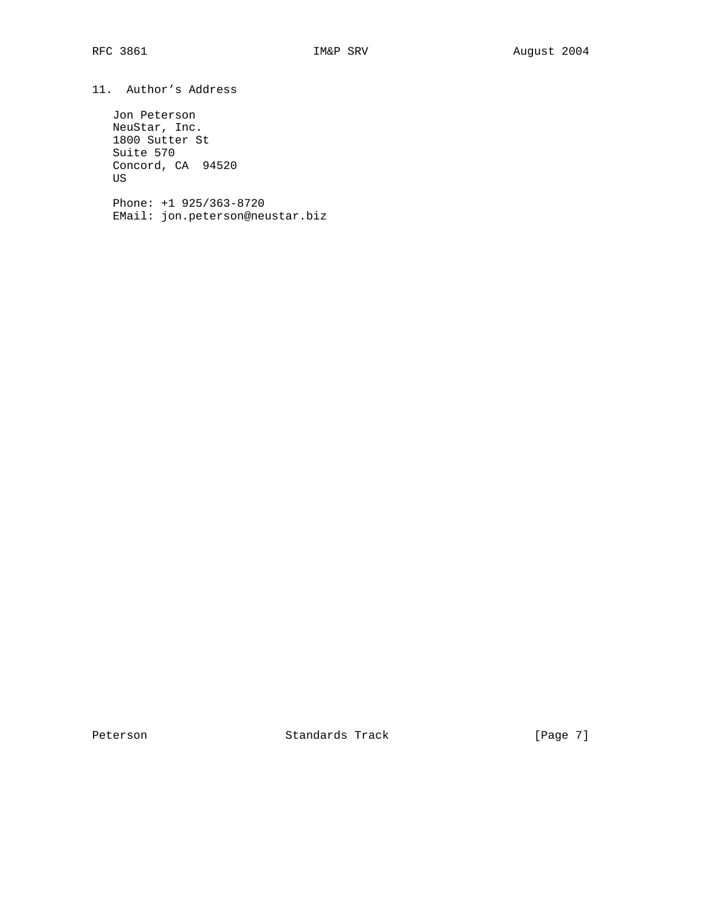## 11. Author's Address

Jon Peterson
NeuStar, Inc.
1800 Sutter St
Suite 570
Concord, CA  94520
US

Phone: +1 925/363-8720
EMail: jon.peterson@neustar.biz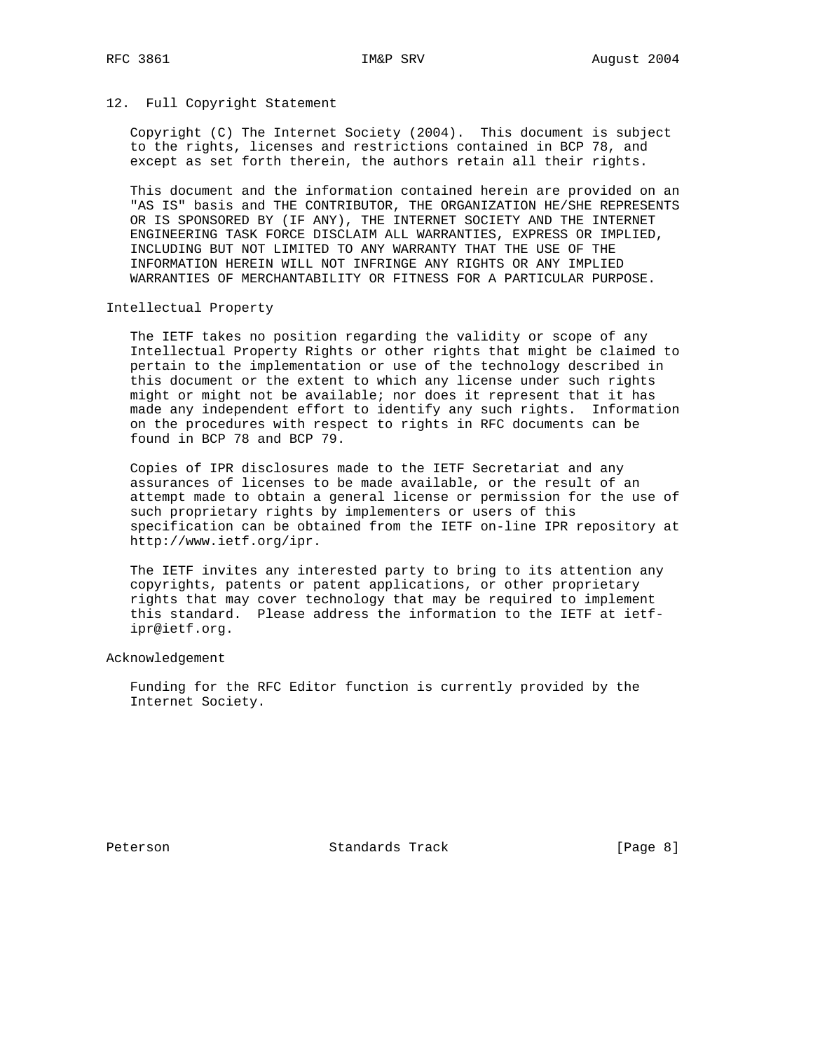## 12. Full Copyright Statement

Copyright (C) The Internet Society (2004). This document is subject to the rights, licenses and restrictions contained in BCP 78, and except as set forth therein, the authors retain all their rights.

This document and the information contained herein are provided on an "AS IS" basis and THE CONTRIBUTOR, THE ORGANIZATION HE/SHE REPRESENTS OR IS SPONSORED BY (IF ANY), THE INTERNET SOCIETY AND THE INTERNET ENGINEERING TASK FORCE DISCLAIM ALL WARRANTIES, EXPRESS OR IMPLIED, INCLUDING BUT NOT LIMITED TO ANY WARRANTY THAT THE USE OF THE INFORMATION HEREIN WILL NOT INFRINGE ANY RIGHTS OR ANY IMPLIED WARRANTIES OF MERCHANTABILITY OR FITNESS FOR A PARTICULAR PURPOSE.

## Intellectual Property

The IETF takes no position regarding the validity or scope of any Intellectual Property Rights or other rights that might be claimed to pertain to the implementation or use of the technology described in this document or the extent to which any license under such rights might or might not be available; nor does it represent that it has made any independent effort to identify any such rights. Information on the procedures with respect to rights in RFC documents can be found in BCP 78 and BCP 79.

Copies of IPR disclosures made to the IETF Secretariat and any assurances of licenses to be made available, or the result of an attempt made to obtain a general license or permission for the use of such proprietary rights by implementers or users of this specification can be obtained from the IETF on-line IPR repository at http://www.ietf.org/ipr.

The IETF invites any interested party to bring to its attention any copyrights, patents or patent applications, or other proprietary rights that may cover technology that may be required to implement this standard. Please address the information to the IETF at ietf-ipr@ietf.org.

## Acknowledgement

Funding for the RFC Editor function is currently provided by the Internet Society.